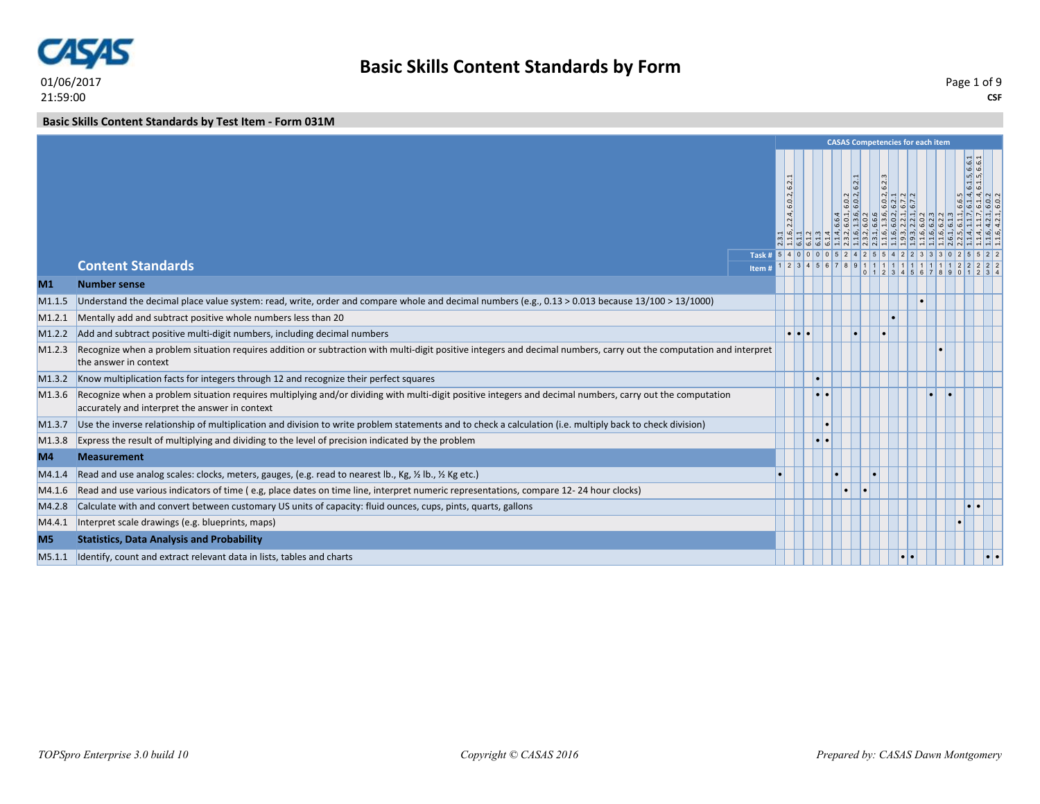# Basic Skills Content Standards by Form

01/06/2017
21:59:00

CSF

## Basic Skills Content Standards by Test Item - Form 031M

| | | CASAS Competencies for each item | | | | | | | | | | | | | | | | | | | | | | | |
|---|---|---|---|---|---|---|---|---|---|---|---|---|---|---|---|---|---|---|---|---|---|---|---|---|---|
| | | 2.3.1 | 1.1.6, 2.2.4, 6.0.2, 6.2.1 | 6.1.1 | 6.1.2 | 6.1.3 | 6.1.4 | 1.1.4, 6.6.4 | 2.3.2, 6.0.1, 6.0.2 | 1.1.6, 1.3.6, 6.0.2, 6.2.1 | 2.3.2, 6.0.2 | 2.3.1, 6.6.6 | 1.1.6, 1.3.6, 6.0.2, 6.2.3 | 1.1.6, 6.0.2, 6.2.1 | 1.9.3, 2.2.1, 6.7.2 | 1.9.3, 2.2.1, 6.7.2 | 1.1.6, 6.0.2 | 1.1.6, 6.2.3 | 1.1.6, 6.2.2 | 2.6.1, 6.1.3 | 2.2.5, 6.1.1, 6.6.5 | 1.1.4, 1.1.7, 6.1.4, 6.1.5, 6.6.1 | 1.1.4, 1.1.7, 6.1.4, 6.1.5, 6.6.1 | 1.1.6, 4.2.1, 6.0.2 | 1.1.6, 4.2.1, 6.0.2 |
| | Task # | 5 | 4 | 0 | 0 | 0 | 0 | 5 | 2 | 4 | 2 | 5 | 5 | 4 | 2 | 2 | 3 | 3 | 3 | 0 | 2 | 5 | 5 | 2 | 2 |
| | **Content Standards** — Item # | 1 | 2 | 3 | 4 | 5 | 6 | 7 | 8 | 9 | 10 | 11 | 12 | 13 | 14 | 15 | 16 | 17 | 18 | 19 | 20 | 21 | 22 | 23 | 24 |
| **M1** | **Number sense** | | | | | | | | | | | | | | | | | | | | | | | | |
| M1.1.5 | Understand the decimal place value system: read, write, order and compare whole and decimal numbers (e.g., 0.13 > 0.013 because 13/100 > 13/1000) | | | | | | | | | | | | | | | | • | | | | | | | | |
| M1.2.1 | Mentally add and subtract positive whole numbers less than 20 | | | | | | | | | | | | | • | | | | | | | | | | | |
| M1.2.2 | Add and subtract positive multi-digit numbers, including decimal numbers | | • | • | • | | | | | • | | | • | | | | | | | | | | | | |
| M1.2.3 | Recognize when a problem situation requires addition or subtraction with multi-digit positive integers and decimal numbers, carry out the computation and interpret the answer in context | | | | | | | | | | | | | | | | | | • | | | | | | |
| M1.3.2 | Know multiplication facts for integers through 12 and recognize their perfect squares | | | | | • | | | | | | | | | | | | | | | | | | | |
| M1.3.6 | Recognize when a problem situation requires multiplying and/or dividing with multi-digit positive integers and decimal numbers, carry out the computation accurately and interpret the answer in context | | | | | • | • | | | | | | | | | | | • | | • | | | | | |
| M1.3.7 | Use the inverse relationship of multiplication and division to write problem statements and to check a calculation (i.e. multiply back to check division) | | | | | | • | | | | | | | | | | | | | | | | | | |
| M1.3.8 | Express the result of multiplying and dividing to the level of precision indicated by the problem | | | | | • | • | | | | | | | | | | | | | | | | | | |
| **M4** | **Measurement** | | | | | | | | | | | | | | | | | | | | | | | | |
| M4.1.4 | Read and use analog scales: clocks, meters, gauges, (e.g. read to nearest lb., Kg, ½ lb., ½ Kg etc.) | • | | | | | | • | | | | • | | | | | | | | | | | | | |
| M4.1.6 | Read and use various indicators of time ( e.g, place dates on time line, interpret numeric representations, compare 12- 24 hour clocks) | | | | | | | | • | | • | | | | | | | | | | | | | | |
| M4.2.8 | Calculate with and convert between customary US units of capacity: fluid ounces, cups, pints, quarts, gallons | | | | | | | | | | | | | | | | | | | | | • | • | | |
| M4.4.1 | Interpret scale drawings (e.g. blueprints, maps) | | | | | | | | | | | | | | | | | | | | • | | | | |
| **M5** | **Statistics, Data Analysis and Probability** | | | | | | | | | | | | | | | | | | | | | | | | |
| M5.1.1 | Identify, count and extract relevant data in lists, tables and charts | | | | | | | | | | | | | | • | • | | | | | | | | • | • |

*TOPSpro Enterprise 3.0 build 10* | *Copyright © CASAS 2016* | *Prepared by: CASAS Dawn Montgomery*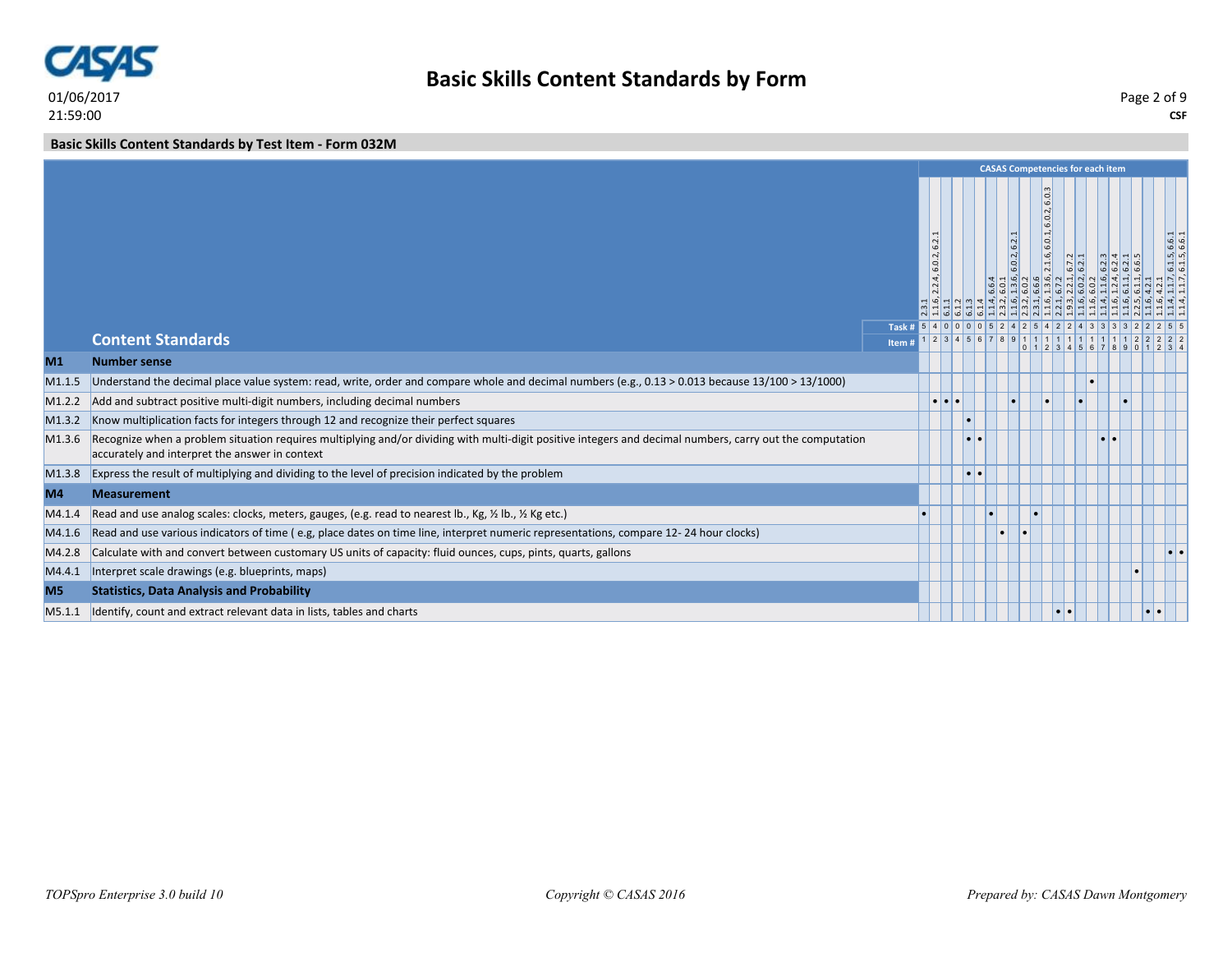**Basic Skills Content Standards by Form**

01/06/2017
21:59:00

CSF

**Basic Skills Content Standards by Test Item - Form 032M**

CASAS Competencies for each item

| | Content Standards | 2.3.1 | 1.1.6, 2.2.4, 6.0.2, 6.2.1 | 6.1.1 | 6.1.2 | 6.1.3 | 6.1.4 | 1.1.4, 6.6.4 | 2.3.2, 6.0.1 | 1.1.6, 1.3.6, 6.0.2, 6.2.1 | 2.3.2, 6.0.2 | 2.3.1, 6.6.6 | 1.1.6, 1.3.6, 2.1.6, 6.0.1, 6.0.2, 6.0.3 | 2.2.1, 6.7.2 | 1.9.3, 2.2.1, 6.7.2 | 1.1.6, 6.0.2, 6.2.1 | 1.1.6, 6.0.2 | 1.1.4, 1.1.6, 6.2.3 | 1.1.6, 1.2.4, 6.2.4 | 1.1.6, 6.1.1, 6.2.1 | 2.2.5, 6.1.1, 6.6.5 | 1.1.6, 4.2.1 | 1.1.6, 4.2.1 | 1.1.4, 1.1.7, 6.1.5, 6.6.1 | 1.1.4, 1.1.7, 6.1.5, 6.6.1 |
|---|---|---|---|---|---|---|---|---|---|---|---|---|---|---|---|---|---|---|---|---|---|---|---|---|---|
| | Task # | 5 | 4 | 0 | 0 | 0 | 0 | 5 | 2 | 4 | 2 | 5 | 4 | 2 | 2 | 4 | 3 | 3 | 3 | 3 | 2 | 2 | 2 | 5 | 5 |
| | Item # | 1 | 2 | 3 | 4 | 5 | 6 | 7 | 8 | 9 | 10 | 11 | 12 | 13 | 14 | 15 | 16 | 17 | 18 | 19 | 20 | 21 | 22 | 23 | 24 |
| **M1** | **Number sense** | | | | | | | | | | | | | | | | | | | | | | | | |
| M1.1.5 | Understand the decimal place value system: read, write, order and compare whole and decimal numbers (e.g., 0.13 > 0.013 because 13/100 > 13/1000) | | | | | | | | | | | | | | | | • | | | | | | | | |
| M1.2.2 | Add and subtract positive multi-digit numbers, including decimal numbers | | • | • | • | | | | | • | | | • | | | • | | | | • | | | | | |
| M1.3.2 | Know multiplication facts for integers through 12 and recognize their perfect squares | | | | | • | | | | | | | | | | | | | | | | | | | |
| M1.3.6 | Recognize when a problem situation requires multiplying and/or dividing with multi-digit positive integers and decimal numbers, carry out the computation accurately and interpret the answer in context | | | | | • | • | | | | | | | | | | | • | • | | | | | | |
| M1.3.8 | Express the result of multiplying and dividing to the level of precision indicated by the problem | | | | | • | • | | | | | | | | | | | | | | | | | | |
| **M4** | **Measurement** | | | | | | | | | | | | | | | | | | | | | | | | |
| M4.1.4 | Read and use analog scales: clocks, meters, gauges, (e.g. read to nearest lb., Kg, ½ lb., ½ Kg etc.) | • | | | | | | • | | | | • | | | | | | | | | | | | | |
| M4.1.6 | Read and use various indicators of time ( e.g, place dates on time line, interpret numeric representations, compare 12- 24 hour clocks) | | | | | | | | • | | • | | | | | | | | | | | | | | |
| M4.2.8 | Calculate with and convert between customary US units of capacity: fluid ounces, cups, pints, quarts, gallons | | | | | | | | | | | | | | | | | | | | | | | • | • |
| M4.4.1 | Interpret scale drawings (e.g. blueprints, maps) | | | | | | | | | | | | | | | | | | | | • | | | | |
| **M5** | **Statistics, Data Analysis and Probability** | | | | | | | | | | | | | | | | | | | | | | | | |
| M5.1.1 | Identify, count and extract relevant data in lists, tables and charts | | | | | | | | | | | | | • | • | | | | | | | • | • | | |

*TOPSpro Enterprise 3.0 build 10* *Copyright © CASAS 2016* *Prepared by: CASAS Dawn Montgomery*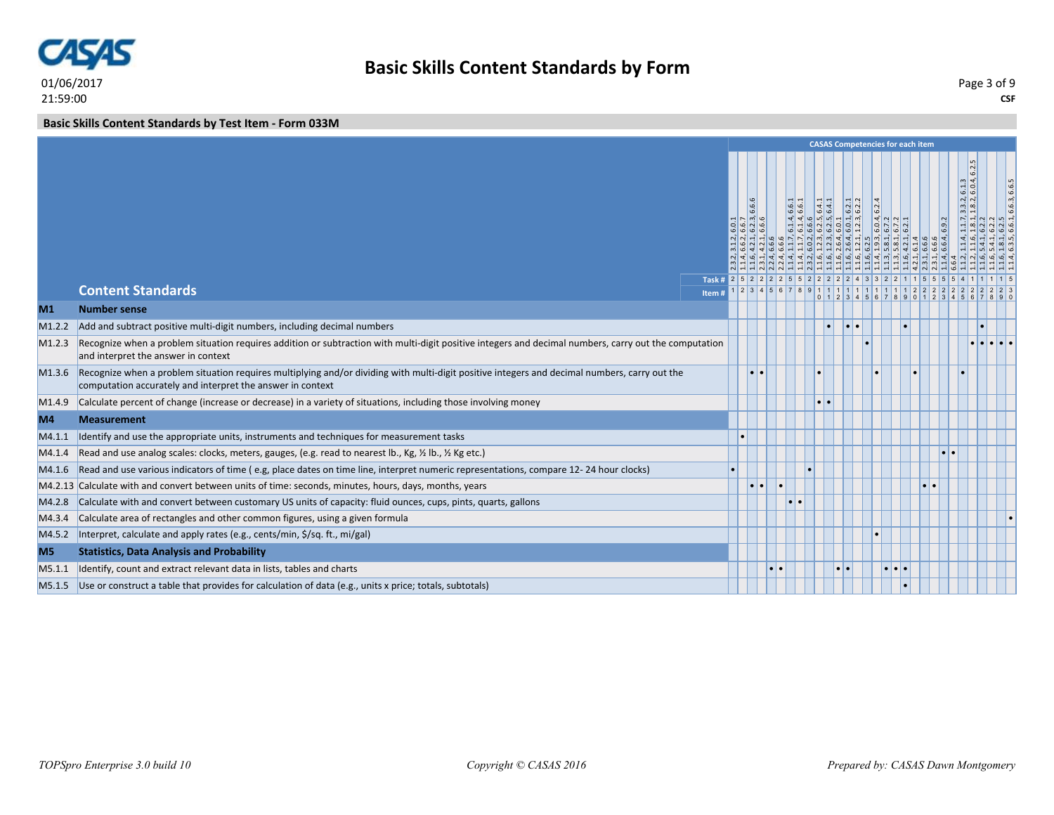# Basic Skills Content Standards by Form

01/06/2017
21:59:00

CSF

## Basic Skills Content Standards by Test Item - Form 033M

**CASAS Competencies for each item**

| | Content Standards | 1 | 2 | 3 | 4 | 5 | 6 | 7 | 8 | 9 | 10 | 11 | 12 | 13 | 14 | 15 | 16 | 17 | 18 | 19 | 20 | 21 | 22 | 23 | 24 | 25 | 26 | 27 | 28 | 29 | 30 |
|---|---|---|---|---|---|---|---|---|---|---|---|---|---|---|---|---|---|---|---|---|---|---|---|---|---|---|---|---|---|---|---|
| | CASAS Competencies | 2.3.2, 3.1.2, 6.0.1 | 1.1.4, 6.6.2, 6.6.7 | 1.1.6, 4.2.1, 6.2.3, 6.6.6 | 2.3.1, 4.2.1, 6.6.6 | 2.2.4, 6.6.6 | 2.2.4, 6.6.6 | 1.1.4, 1.1.7, 6.1.4, 6.6.1 | 1.1.4, 1.1.7, 6.1.4, 6.6.1 | 2.3.2, 6.0.2, 6.6.6 | 1.1.6, 1.2.3, 6.2.5, 6.4.1 | 1.1.6, 1.2.3, 6.2.5, 6.4.1 | 1.1.6, 2.6.4, 6.0.1 | 1.1.6, 2.6.4, 6.0.1, 6.2.1 | 1.1.6, 1.2.1, 1.2.3, 6.2.2 | 1.1.6, 6.2.5 | 1.1.4, 1.9.3, 6.0.4, 6.2.4 | 1.1.3, 5.8.1, 6.7.2 | 1.1.3, 5.8.1, 6.7.2 | 1.1.6, 4.2.1, 6.2.1 | 4.2.1, 6.1.4 | 2.3.1, 6.6.6 | 2.3.1, 6.6.6 | 1.1.4, 6.6.4, 6.9.2 | 6.6.4 | 1.1.2, 1.1.4, 1.1.7, 3.3.2, 6.1.3 | 1.1.2, 1.1.6, 1.8.1, 1.8.2, 6.0.4, 6.2.5 | 1.1.6, 5.4.1, 6.2.2 | 1.1.6, 5.4.1, 6.2.2 | 1.1.6, 1.8.1, 6.2.5 | 1.1.4, 6.3.5, 6.6.1, 6.6.3, 6.6.5 |
| | Task # | 2 | 5 | 2 | 2 | 2 | 2 | 5 | 5 | 2 | 2 | 2 | 2 | 2 | 4 | 3 | 3 | 2 | 2 | 1 | 1 | 5 | 5 | 5 | 5 | 4 | 1 | 1 | 1 | 1 | 5 |
| **M1** | **Number sense** | | | | | | | | | | | | | | | | | | | | | | | | | | | | | | |
| M1.2.2 | Add and subtract positive multi-digit numbers, including decimal numbers | | | | | | | | | | | • | | • | • | | | | | • | | | | | | | | • | | | |
| M1.2.3 | Recognize when a problem situation requires addition or subtraction with multi-digit positive integers and decimal numbers, carry out the computation and interpret the answer in context | | | | | | | | | | | | | | | • | | | | | | | | | | | • | • | • | • | • |
| M1.3.6 | Recognize when a problem situation requires multiplying and/or dividing with multi-digit positive integers and decimal numbers, carry out the computation accurately and interpret the answer in context | | | • | • | | | | | | • | | | | | | • | | | | • | | | | | • | | | | | |
| M1.4.9 | Calculate percent of change (increase or decrease) in a variety of situations, including those involving money | | | | | | | | | | • | • | | | | | | | | | | | | | | | | | | | |
| **M4** | **Measurement** | | | | | | | | | | | | | | | | | | | | | | | | | | | | | | |
| M4.1.1 | Identify and use the appropriate units, instruments and techniques for measurement tasks | | • | | | | | | | | | | | | | | | | | | | | | | | | | | | | |
| M4.1.4 | Read and use analog scales: clocks, meters, gauges, (e.g. read to nearest lb., Kg, ½ lb., ½ Kg etc.) | | | | | | | | | | | | | | | | | | | | | | | • | • | | | | | | |
| M4.1.6 | Read and use various indicators of time ( e.g, place dates on time line, interpret numeric representations, compare 12- 24 hour clocks) | • | | | | | | | | • | | | | | | | | | | | | | | | | | | | | | |
| M4.2.13 | Calculate with and convert between units of time: seconds, minutes, hours, days, months, years | | | • | • | | • | | | | | | | | | | | | | | | • | • | | | | | | | | |
| M4.2.8 | Calculate with and convert between customary US units of capacity: fluid ounces, cups, pints, quarts, gallons | | | | | | | • | • | | | | | | | | | | | | | | | | | | | | | | |
| M4.3.4 | Calculate area of rectangles and other common figures, using a given formula | | | | | | | | | | | | | | | | | | | | | | | | | | | | | | • |
| M4.5.2 | Interpret, calculate and apply rates (e.g., cents/min, $/sq. ft., mi/gal) | | | | | | | | | | | | | | | | • | | | | | | | | | | | | | | |
| **M5** | **Statistics, Data Analysis and Probability** | | | | | | | | | | | | | | | | | | | | | | | | | | | | | | |
| M5.1.1 | Identify, count and extract relevant data in lists, tables and charts | | | | | • | • | | | | | | • | • | | | | • | • | • | | | | | | | | | | | |
| M5.1.5 | Use or construct a table that provides for calculation of data (e.g., units x price; totals, subtotals) | | | | | | | | | | | | | | | | | | | • | | | | | | | | | | | |

*TOPSpro Enterprise 3.0 build 10* | *Copyright © CASAS 2016* | *Prepared by: CASAS Dawn Montgomery*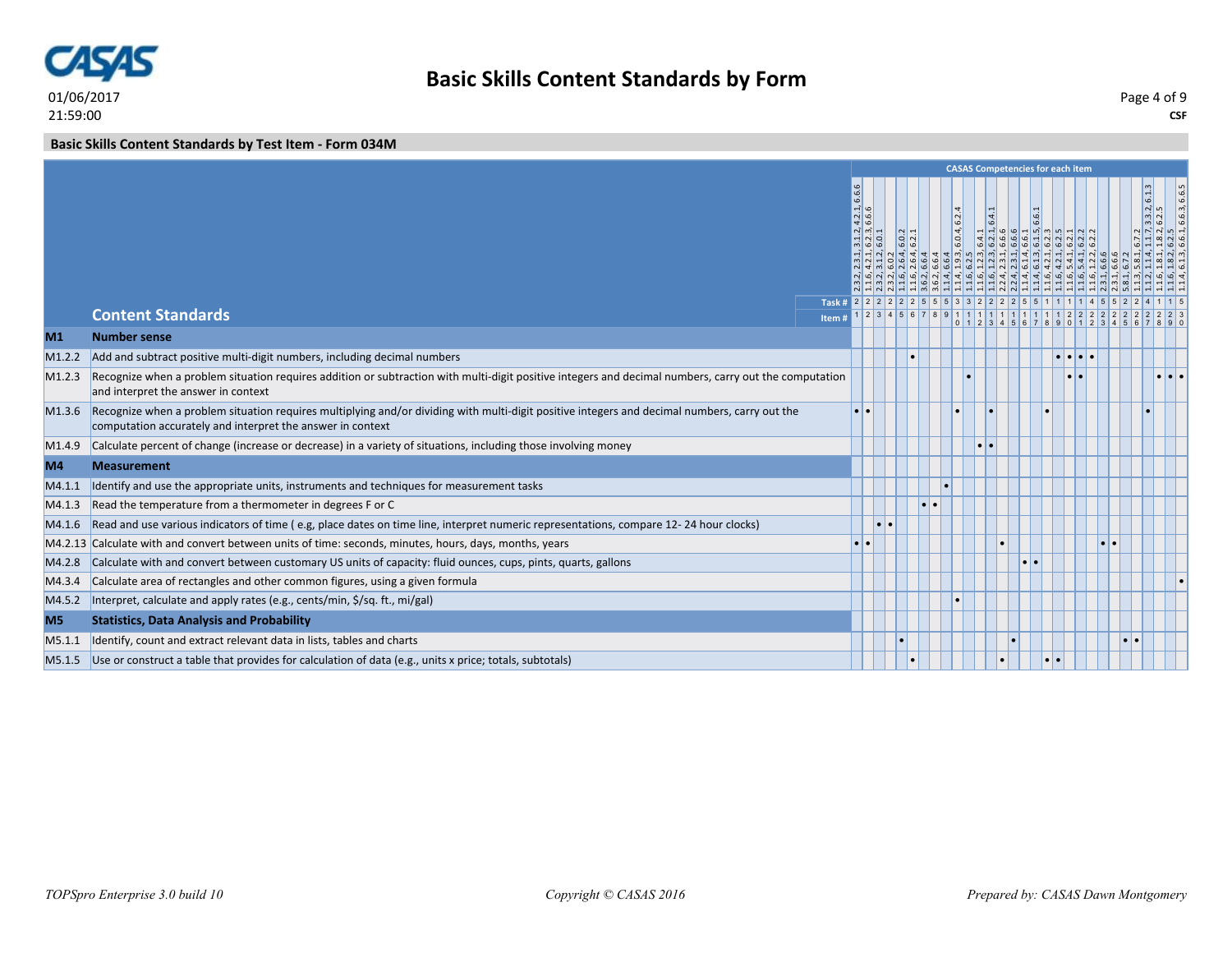01/06/2017
21:59:00

# Basic Skills Content Standards by Form

**CSF**

## Basic Skills Content Standards by Test Item - Form 034M

CASAS Competencies for each item

| Item # | CASAS Competencies | Task # |
|---|---|---|
| 1 | 2.3.2, 2.3.1, 3.1.2, 4.2.1, 6.6.6 | 2 |
| 2 | 1.1.6, 4.2.1, 6.2.3, 6.6.6 | 2 |
| 3 | 2.3.2, 3.1.2, 6.0.1 | 2 |
| 4 | 2.3.2, 6.0.2 | 2 |
| 5 | 1.1.6, 2.6.4, 6.0.2 | 2 |
| 6 | 1.1.6, 2.6.4, 6.2.1 | 2 |
| 7 | 3.6.2, 6.6.4 | 5 |
| 8 | 3.6.2, 6.6.4 | 5 |
| 9 | 1.1.4, 6.6.4 | 5 |
| 10 | 1.1.4, 1.9.3, 6.0.4, 6.2.4 | 3 |
| 11 | 1.1.6, 6.2.5 | 3 |
| 12 | 1.1.6, 1.2.3, 6.4.1 | 2 |
| 13 | 1.1.6, 1.2.3, 6.2.1, 6.4.1 | 2 |
| 14 | 2.2.4, 2.3.1, 6.6.6 | 2 |
| 15 | 2.2.4, 2.3.1, 6.6.6 | 2 |
| 16 | 1.1.4, 6.1.4, 6.6.1 | 5 |
| 17 | 1.1.4, 6.1.3, 6.1.5, 6.6.1 | 5 |
| 18 | 1.1.6, 4.2.1, 6.2.3 | 1 |
| 19 | 1.1.6, 4.2.1, 6.2.5 | 1 |
| 20 | 1.1.6, 5.4.1, 6.2.1 | 1 |
| 21 | 1.1.6, 5.4.1, 6.2.2 | 1 |
| 22 | 1.1.6, 1.2.2, 6.2.2 | 4 |
| 23 | 2.3.1, 6.6.6 | 5 |
| 24 | 2.3.1, 6.6.6 | 5 |
| 25 | 5.8.1, 6.7.2 | 2 |
| 26 | 1.1.3, 5.8.1, 6.7.2 | 2 |
| 27 | 1.1.2, 1.1.4, 1.1.7, 3.3.2, 6.1.3 | 4 |
| 28 | 1.1.6, 1.8.1, 1.8.2, 6.2.5 | 1 |
| 29 | 1.1.6, 1.8.2, 6.2.5 | 1 |
| 30 | 1.1.4, 6.1.3, 6.6.1, 6.6.3, 6.6.5 | 5 |

| | Content Standards | 1 | 2 | 3 | 4 | 5 | 6 | 7 | 8 | 9 | 10 | 11 | 12 | 13 | 14 | 15 | 16 | 17 | 18 | 19 | 20 | 21 | 22 | 23 | 24 | 25 | 26 | 27 | 28 | 29 | 30 |
|---|---|---|---|---|---|---|---|---|---|---|---|---|---|---|---|---|---|---|---|---|---|---|---|---|---|---|---|---|---|---|---|
| **M1** | **Number sense** | | | | | | | | | | | | | | | | | | | | | | | | | | | | | | |
| M1.2.2 | Add and subtract positive multi-digit numbers, including decimal numbers | | | | | | • | | | | | | | | | | | | | • | • | • | • | | | | | | | | |
| M1.2.3 | Recognize when a problem situation requires addition or subtraction with multi-digit positive integers and decimal numbers, carry out the computation and interpret the answer in context | | | | | | | | | | | • | | | | | | | | | • | • | | | | | | | • | • | • |
| M1.3.6 | Recognize when a problem situation requires multiplying and/or dividing with multi-digit positive integers and decimal numbers, carry out the computation accurately and interpret the answer in context | • | • | | | | | | | | • | | | • | | | | | • | | | | | | | | | • | | | |
| M1.4.9 | Calculate percent of change (increase or decrease) in a variety of situations, including those involving money | | | | | | | | | | | | • | • | | | | | | | | | | | | | | | | | |
| **M4** | **Measurement** | | | | | | | | | | | | | | | | | | | | | | | | | | | | | | |
| M4.1.1 | Identify and use the appropriate units, instruments and techniques for measurement tasks | | | | | | | | | • | | | | | | | | | | | | | | | | | | | | | |
| M4.1.3 | Read the temperature from a thermometer in degrees F or C | | | | | | | • | • | | | | | | | | | | | | | | | | | | | | | | |
| M4.1.6 | Read and use various indicators of time ( e.g, place dates on time line, interpret numeric representations, compare 12- 24 hour clocks) | | | • | • | | | | | | | | | | | | | | | | | | | | | | | | | | |
| M4.2.13 | Calculate with and convert between units of time: seconds, minutes, hours, days, months, years | • | • | | | | | | | | | | | | • | | | | | | | | | • | • | | | | | | |
| M4.2.8 | Calculate with and convert between customary US units of capacity: fluid ounces, cups, pints, quarts, gallons | | | | | | | | | | | | | | | | • | • | | | | | | | | | | | | | |
| M4.3.4 | Calculate area of rectangles and other common figures, using a given formula | | | | | | | | | | | | | | | | | | | | | | | | | | | | | | • |
| M4.5.2 | Interpret, calculate and apply rates (e.g., cents/min, $/sq. ft., mi/gal) | | | | | | | | | | • | | | | | | | | | | | | | | | | | | | | |
| **M5** | **Statistics, Data Analysis and Probability** | | | | | | | | | | | | | | | | | | | | | | | | | | | | | | |
| M5.1.1 | Identify, count and extract relevant data in lists, tables and charts | | | | | • | | | | | | | | | | • | | | | | | | | | | • | • | | | | |
| M5.1.5 | Use or construct a table that provides for calculation of data (e.g., units x price; totals, subtotals) | | | | | | • | | | | | | | | • | | | | • | • | | | | | | | | | | | |

*TOPSpro Enterprise 3.0 build 10* — *Copyright © CASAS 2016* — *Prepared by: CASAS Dawn Montgomery*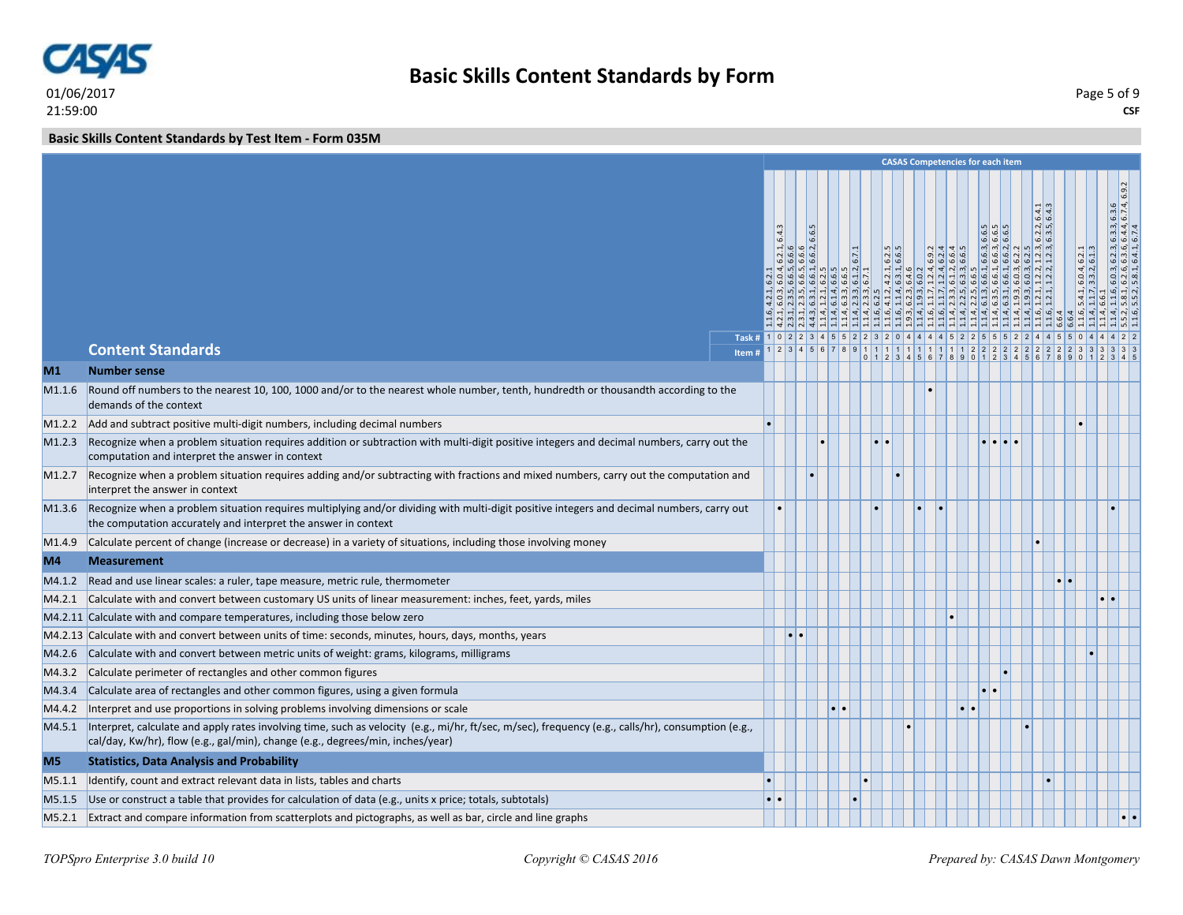# Basic Skills Content Standards by Form

01/06/2017
21:59:00

CSF

## Basic Skills Content Standards by Test Item - Form 035M

**CASAS Competencies for each item**

| | Content Standards | 1 | 2 | 3 | 4 | 5 | 6 | 7 | 8 | 9 | 10 | 11 | 12 | 13 | 14 | 15 | 16 | 17 | 18 | 19 | 20 | 21 | 22 | 23 | 24 | 25 | 26 | 27 | 28 | 29 | 30 | 31 | 32 | 33 | 34 | 35 |
|---|---|---|---|---|---|---|---|---|---|---|---|---|---|---|---|---|---|---|---|---|---|---|---|---|---|---|---|---|---|---|---|---|---|---|---|---|
| | CASAS Competencies | 1.1.6, 4.2.1, 6.2.1 | 4.2.1, 6.0.3, 6.0.4, 6.2.1, 6.4.3 | 2.3.1, 2.3.5, 6.6.5, 6.6.6 | 2.3.1, 2.3.5, 6.6.5, 6.6.6 | 4.4.3, 6.3.1, 6.6.1, 6.6.2, 6.6.5 | 1.1.4, 1.2.1, 6.2.5 | 1.1.4, 6.1.4, 6.6.5 | 1.1.4, 6.3.3, 6.6.5 | 1.1.4, 2.3.3, 6.1.2, 6.7.1 | 1.1.4, 2.3.3, 6.7.1 | 1.1.6, 6.2.5 | 1.1.6, 4.1.2, 4.2.1, 6.2.5 | 1.1.6, 1.1.4, 6.3.1, 6.6.5 | 1.9.3, 6.2.3, 6.4.6 | 1.1.4, 1.9.3, 6.0.2 | 1.1.6, 1.1.7, 1.2.4, 6.9.2 | 1.1.6, 1.1.7, 1.2.4, 6.2.4 | 1.1.4, 2.3.3, 6.1.2, 6.6.4 | 1.1.4, 2.2.5, 6.3.3, 6.6.5 | 1.1.4, 2.2.5, 6.6.5 | 1.1.4, 6.1.3, 6.6.1, 6.6.3, 6.6.5 | 1.1.4, 6.3.5, 6.6.1, 6.6.3, 6.6.5 | 1.1.4, 6.3.1, 6.6.1, 6.6.2, 6.6.5 | 1.1.4, 1.9.3, 6.0.3, 6.2.2 | 1.1.4, 1.9.3, 6.0.3, 6.2.5 | 1.1.6, 1.2.1, 1.2.2, 1.2.3, 6.2.2, 6.4.1 | 1.1.6, 1.2.1, 1.2.2, 1.2.3, 6.3.5, 6.4.3 | 6.6.4 | 6.6.4 | 1.1.6, 5.4.1, 6.0.4, 6.2.1 | 1.1.4, 1.1.7, 3.3.2, 6.1.3 | 1.1.4, 6.6.1 | 1.1.4, 1.1.6, 6.0.3, 6.2.3, 6.3.3, 6.3.6 | 5.5.2, 5.8.1, 6.2.6, 6.3.6, 6.4.4, 6.7.4, 6.9.2 | 1.1.6, 5.5.2, 5.8.1, 6.4.1, 6.7.4 |
| | Task # | 1 | 0 | 2 | 2 | 3 | 4 | 5 | 5 | 2 | 2 | 3 | 2 | 2 | 0 | 4 | 4 | 4 | 5 | 2 | 2 | 5 | 5 | 5 | 2 | 2 | 4 | 4 | 5 | 5 | 0 | 4 | 4 | 4 | 2 | 2 |
| | Item # | 1 | 2 | 3 | 4 | 5 | 6 | 7 | 8 | 9 | 10 | 11 | 12 | 13 | 14 | 15 | 16 | 17 | 18 | 19 | 20 | 21 | 22 | 23 | 24 | 25 | 26 | 27 | 28 | 29 | 30 | 31 | 32 | 33 | 34 | 35 |
| **M1** | **Number sense** | | | | | | | | | | | | | | | | | | | | | | | | | | | | | | | | | | | |
| M1.1.6 | Round off numbers to the nearest 10, 100, 1000 and/or to the nearest whole number, tenth, hundredth or thousandth according to the demands of the context | | | | | | | | | | | | | | | | • | | | | | | | | | | | | | | | | | | | |
| M1.2.2 | Add and subtract positive multi-digit numbers, including decimal numbers | • | | | | | | | | | | | | | | | | | | | | | | | | | | | | | • | | | | | |
| M1.2.3 | Recognize when a problem situation requires addition or subtraction with multi-digit positive integers and decimal numbers, carry out the computation and interpret the answer in context | | | | | | • | | | | | • | • | | | | | | | | | • | • | • | • | | | | | | | | | | | |
| M1.2.7 | Recognize when a problem situation requires adding and/or subtracting with fractions and mixed numbers, carry out the computation and interpret the answer in context | | | | | • | | | | | | | | • | | | | | | | | | | | | | | | | | | | | | | |
| M1.3.6 | Recognize when a problem situation requires multiplying and/or dividing with multi-digit positive integers and decimal numbers, carry out the computation accurately and interpret the answer in context | | • | | | | | | | | | • | | | | • | | • | | | | | | | | | | | | | | | | • | | |
| M1.4.9 | Calculate percent of change (increase or decrease) in a variety of situations, including those involving money | | | | | | | | | | | | | | | | | | | | | | | | | | • | | | | | | | | | |
| **M4** | **Measurement** | | | | | | | | | | | | | | | | | | | | | | | | | | | | | | | | | | | |
| M4.1.2 | Read and use linear scales: a ruler, tape measure, metric rule, thermometer | | | | | | | | | | | | | | | | | | | | | | | | | | | | • | • | | | | | | |
| M4.2.1 | Calculate with and convert between customary US units of linear measurement: inches, feet, yards, miles | | | | | | | | | | | | | | | | | | | | | | | | | | | | | | | | • | • | | |
| M4.2.11 | Calculate with and compare temperatures, including those below zero | | | | | | | | | | | | | | | | | | • | | | | | | | | | | | | | | | | | |
| M4.2.13 | Calculate with and convert between units of time: seconds, minutes, hours, days, months, years | | | • | • | | | | | | | | | | | | | | | | | | | | | | | | | | | | | | | |
| M4.2.6 | Calculate with and convert between metric units of weight: grams, kilograms, milligrams | | | | | | | | | | | | | | | | | | | | | | | | | | | | | | | • | | | | |
| M4.3.2 | Calculate perimeter of rectangles and other common figures | | | | | | | | | | | | | | | | | | | | | | | • | | | | | | | | | | | | |
| M4.3.4 | Calculate area of rectangles and other common figures, using a given formula | | | | | | | | | | | | | | | | | | | | | • | • | | | | | | | | | | | | | |
| M4.4.2 | Interpret and use proportions in solving problems involving dimensions or scale | | | | | | | • | • | | | | | | | | | | | • | • | | | | | | | | | | | | | | | |
| M4.5.1 | Interpret, calculate and apply rates involving time, such as velocity (e.g., mi/hr, ft/sec, m/sec), frequency (e.g., calls/hr), consumption (e.g., cal/day, Kw/hr), flow (e.g., gal/min), change (e.g., degrees/min, inches/year) | | | | | | | | | | | | | | • | | | | | | | | | | | • | | | | | | | | | | |
| **M5** | **Statistics, Data Analysis and Probability** | | | | | | | | | | | | | | | | | | | | | | | | | | | | | | | | | | | |
| M5.1.1 | Identify, count and extract relevant data in lists, tables and charts | • | | | | | | | | | • | | | | | | | | | | | | | | | | | • | | | | | | | | |
| M5.1.5 | Use or construct a table that provides for calculation of data (e.g., units x price; totals, subtotals) | • | • | | | | | | | • | | | | | | | | | | | | | | | | | | | | | | | | | | |
| M5.2.1 | Extract and compare information from scatterplots and pictographs, as well as bar, circle and line graphs | | | | | | | | | | | | | | | | | | | | | | | | | | | | | | | | | | • | • |

*TOPSpro Enterprise 3.0 build 10* — *Copyright © CASAS 2016* — *Prepared by: CASAS Dawn Montgomery*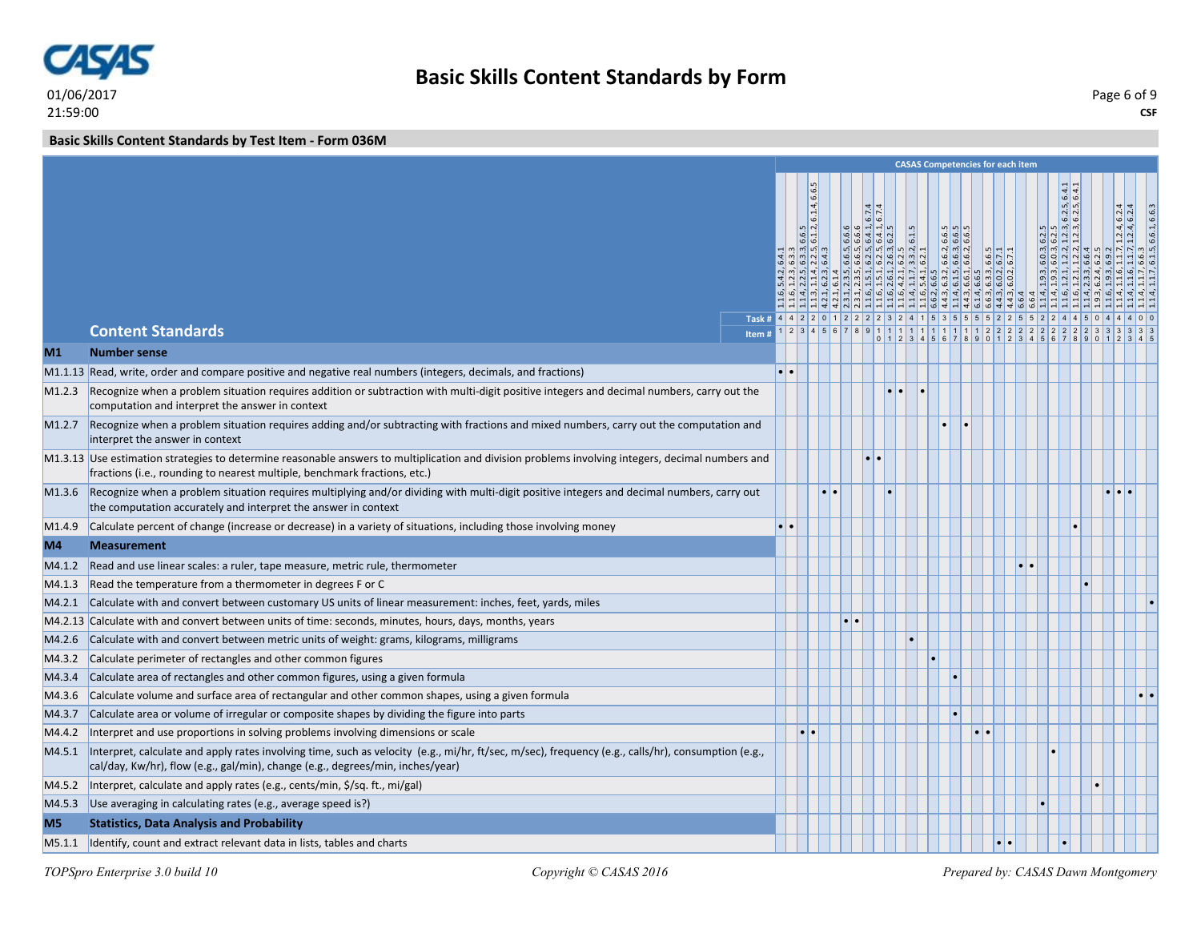# Basic Skills Content Standards by Form

01/06/2017
21:59:00

CSF

## Basic Skills Content Standards by Test Item - Form 036M

CASAS Competencies for each item

| | Content Standards | 1 | 2 | 3 | 4 | 5 | 6 | 7 | 8 | 9 | 10 | 11 | 12 | 13 | 14 | 15 | 16 | 17 | 18 | 19 | 20 | 21 | 22 | 23 | 24 | 25 | 26 | 27 | 28 | 29 | 30 | 31 | 32 | 33 | 34 | 35 |
|---|---|---|---|---|---|---|---|---|---|---|---|---|---|---|---|---|---|---|---|---|---|---|---|---|---|---|---|---|---|---|---|---|---|---|---|---|
| | Competencies | 1.1.6, 5.4.2, 6.4.1 | 1.1.6, 1.2.3, 6.3.3 | 1.1.4, 2.2.5, 6.3.3, 6.6.5 | 1.1.3, 1.1.4, 2.2.5, 6.1.2, 6.1.4, 6.6.5 | 4.2.1, 6.2.3, 6.4.3 | 4.2.1, 6.1.4 | 2.3.1, 2.3.5, 6.6.5, 6.6.6 | 2.3.1, 2.3.5, 6.6.5, 6.6.6 | 1.1.6, 1.5.1, 6.2.5, 6.4.1, 6.7.4 | 1.1.6, 1.5.1, 6.2.5, 6.4.1, 6.7.4 | 1.1.6, 2.6.1, 2.6.3, 6.2.5 | 1.1.6, 4.2.1, 6.2.5 | 1.1.4, 1.1.7, 3.3.2, 6.1.5 | 1.1.6, 5.4.1, 6.2.1 | 6.6.2, 6.6.5 | 4.4.3, 6.3.2, 6.6.2, 6.6.5 | 1.1.4, 6.1.5, 6.6.3, 6.6.5 | 4.4.3, 6.6.1, 6.6.2, 6.6.5 | 6.1.4, 6.6.5 | 6.6.3, 6.3.3, 6.6.5 | 4.4.3, 6.0.2, 6.7.1 | 4.4.3, 6.0.2, 6.7.1 | 6.6.4 | 6.6.4 | 1.1.4, 1.9.3, 6.0.3, 6.2.5 | 1.1.4, 1.9.3, 6.0.3, 6.2.5 | 1.1.6, 1.2.1, 1.2.2, 1.2.3, 6.2.5, 6.4.1 | 1.1.6, 1.2.1, 1.2.2, 1.2.3, 6.2.5, 6.4.1 | 1.1.4, 2.3.3, 6.6.4 | 1.9.3, 6.2.4, 6.2.5 | 1.1.6, 1.9.3, 6.9.2 | 1.1.4, 1.1.6, 1.1.7, 1.2.4, 6.2.4 | 1.1.4, 1.1.6, 1.1.7, 1.2.4, 6.2.4 | 1.1.4, 1.1.7, 6.6.3 | 1.1.4, 1.1.7, 6.1.5, 6.6.1, 6.6.3 |
| | Task # | 4 | 4 | 2 | 2 | 0 | 1 | 2 | 2 | 2 | 2 | 3 | 2 | 4 | 1 | 5 | 3 | 5 | 5 | 5 | 5 | 2 | 2 | 5 | 5 | 2 | 2 | 4 | 4 | 5 | 0 | 4 | 4 | 4 | 0 | 0 |
| **M1** | **Number sense** | | | | | | | | | | | | | | | | | | | | | | | | | | | | | | | | | | | |
| M1.1.13 | Read, write, order and compare positive and negative real numbers (integers, decimals, and fractions) | • | • | | | | | | | | | | | | | | | | | | | | | | | | | | | | | | | | | |
| M1.2.3 | Recognize when a problem situation requires addition or subtraction with multi-digit positive integers and decimal numbers, carry out the computation and interpret the answer in context | | | | | | | | | | | • | • | | • | | | | | | | | | | | | | | | | | | | | | |
| M1.2.7 | Recognize when a problem situation requires adding and/or subtracting with fractions and mixed numbers, carry out the computation and interpret the answer in context | | | | | | | | | | | | | | | | • | | • | | | | | | | | | | | | | | | | | |
| M1.3.13 | Use estimation strategies to determine reasonable answers to multiplication and division problems involving integers, decimal numbers and fractions (i.e., rounding to nearest multiple, benchmark fractions, etc.) | | | | | | | | | • | • | | | | | | | | | | | | | | | | | | | | | | | | | |
| M1.3.6 | Recognize when a problem situation requires multiplying and/or dividing with multi-digit positive integers and decimal numbers, carry out the computation accurately and interpret the answer in context | | | | | • | • | | | | | • | | | | | | | | | | | | | | | | | | | | • | • | • | | |
| M1.4.9 | Calculate percent of change (increase or decrease) in a variety of situations, including those involving money | • | • | | | | | | | | | | | | | | | | | | | | | | | | | | • | | | | | | | |
| **M4** | **Measurement** | | | | | | | | | | | | | | | | | | | | | | | | | | | | | | | | | | | |
| M4.1.2 | Read and use linear scales: a ruler, tape measure, metric rule, thermometer | | | | | | | | | | | | | | | | | | | | | | | • | • | | | | | | | | | | | |
| M4.1.3 | Read the temperature from a thermometer in degrees F or C | | | | | | | | | | | | | | | | | | | | | | | | | | | | | • | | | | | | |
| M4.2.1 | Calculate with and convert between customary US units of linear measurement: inches, feet, yards, miles | | | | | | | | | | | | | | | | | | | | | | | | | | | | | | | | | | | • |
| M4.2.13 | Calculate with and convert between units of time: seconds, minutes, hours, days, months, years | | | | | | | • | • | | | | | | | | | | | | | | | | | | | | | | | | | | | |
| M4.2.6 | Calculate with and convert between metric units of weight: grams, kilograms, milligrams | | | | | | | | | | | | | • | | | | | | | | | | | | | | | | | | | | | | |
| M4.3.2 | Calculate perimeter of rectangles and other common figures | | | | | | | | | | | | | | | • | | | | | | | | | | | | | | | | | | | | |
| M4.3.4 | Calculate area of rectangles and other common figures, using a given formula | | | | | | | | | | | | | | | | | • | | | | | | | | | | | | | | | | | | |
| M4.3.6 | Calculate volume and surface area of rectangular and other common shapes, using a given formula | | | | | | | | | | | | | | | | | | | | | | | | | | | | | | | | | | • | • |
| M4.3.7 | Calculate area or volume of irregular or composite shapes by dividing the figure into parts | | | | | | | | | | | | | | | | | • | | | | | | | | | | | | | | | | | | |
| M4.4.2 | Interpret and use proportions in solving problems involving dimensions or scale | | | • | • | | | | | | | | | | | | | | | • | • | | | | | | | | | | | | | | | |
| M4.5.1 | Interpret, calculate and apply rates involving time, such as velocity (e.g., mi/hr, ft/sec, m/sec), frequency (e.g., calls/hr), consumption (e.g., cal/day, Kw/hr), flow (e.g., gal/min), change (e.g., degrees/min, inches/year) | | | | | | | | | | | | | | | | | | | | | | | | | | • | | | | | | | | | |
| M4.5.2 | Interpret, calculate and apply rates (e.g., cents/min, $/sq. ft., mi/gal) | | | | | | | | | | | | | | | | | | | | | | | | | | | | | | • | | | | | |
| M4.5.3 | Use averaging in calculating rates (e.g., average speed is?) | | | | | | | | | | | | | | | | | | | | | | | | | • | | | | | | | | | | |
| **M5** | **Statistics, Data Analysis and Probability** | | | | | | | | | | | | | | | | | | | | | | | | | | | | | | | | | | | |
| M5.1.1 | Identify, count and extract relevant data in lists, tables and charts | | | | | | | | | | | | | | | | | | | | | • | • | | | | | • | | | | | | | | |

*TOPSpro Enterprise 3.0 build 10* *Copyright © CASAS 2016* *Prepared by: CASAS Dawn Montgomery*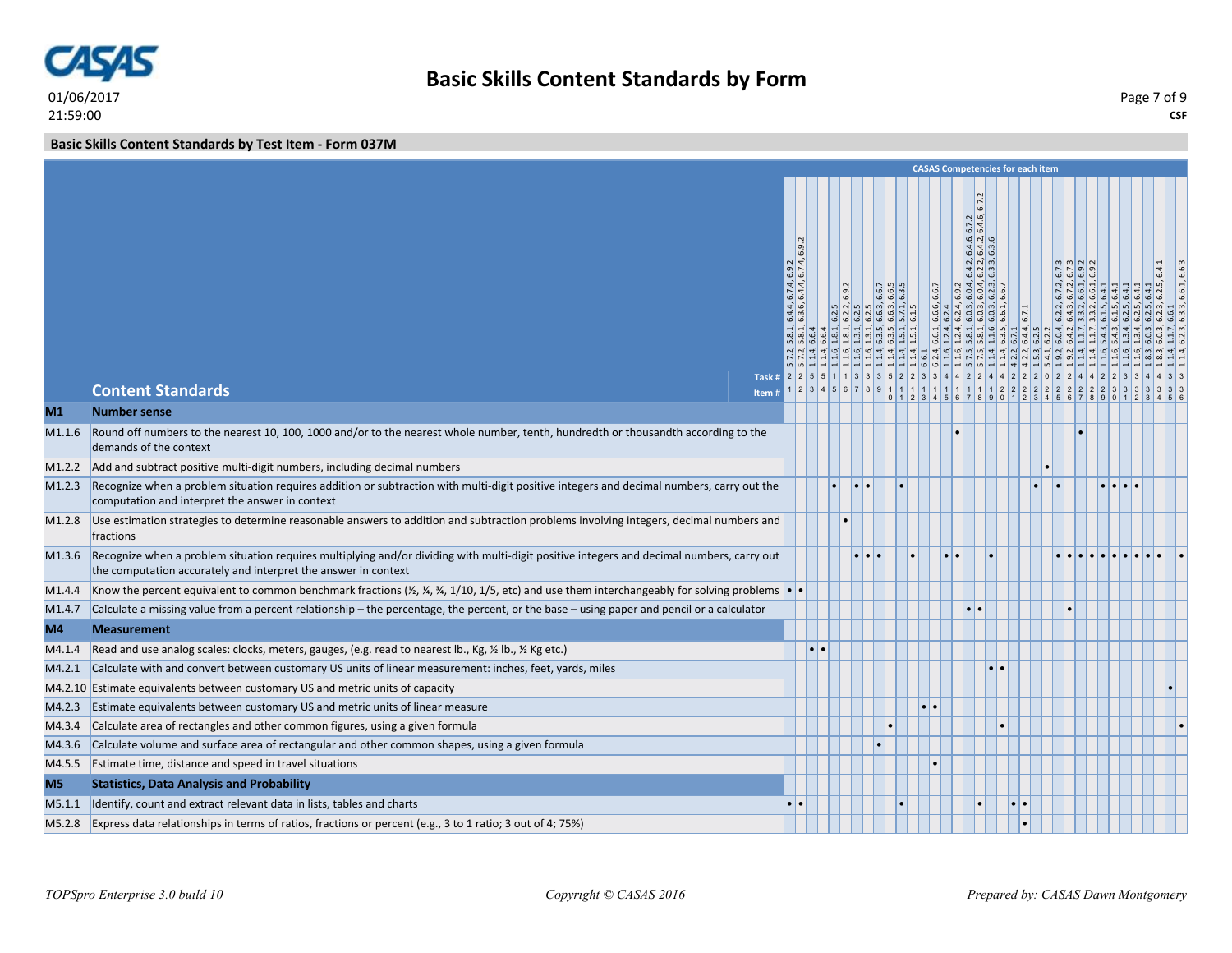## Basic Skills Content Standards by Test Item - Form 037M

| | Content Standards | 1 | 2 | 3 | 4 | 5 | 6 | 7 | 8 | 9 | 10 | 11 | 12 | 13 | 14 | 15 | 16 | 17 | 18 | 19 | 20 | 21 | 22 | 23 | 24 | 25 | 26 | 27 | 28 | 29 | 30 | 31 | 32 | 33 | 34 | 35 | 36 |
|---|---|---|---|---|---|---|---|---|---|---|---|---|---|---|---|---|---|---|---|---|---|---|---|---|---|---|---|---|---|---|---|---|---|---|---|---|---|
| | CASAS Competencies for each item | 5.7.2, 5.8.1, 6.4.4, 6.7.4, 6.9.2 | 5.7.2, 5.8.1, 6.3.6, 6.4.4, 6.7.4, 6.9.2 | 1.1.4, 6.6.4 | 1.1.4, 6.6.4 | 1.1.6, 1.8.1, 6.2.5 | 1.1.6, 1.8.1, 6.2.2, 6.9.2 | 1.1.6, 1.3.1, 6.2.5 | 1.1.6, 1.3.1, 6.2.5 | 1.1.4, 6.3.5, 6.6.3, 6.6.7 | 1.1.4, 6.3.5, 6.6.3, 6.6.5 | 1.1.4, 1.5.1, 5.7.1, 6.3.5 | 1.1.4, 1.5.1, 6.1.5 | 6.6.1 | 6.2.4, 6.6.1, 6.6.6, 6.6.7 | 1.1.6, 1.2.4, 6.2.4 | 1.1.6, 1.2.4, 6.2.4, 6.9.2 | 5.7.5, 5.8.1, 6.0.3, 6.0.4, 6.4.2, 6.4.6, 6.7.2 | 5.7.5, 5.8.1, 6.0.3, 6.0.4, 6.2.2, 6.4.2, 6.4.6, 6.7.2 | 1.1.4, 1.1.6, 6.0.3, 6.2.3, 6.3.3, 6.3.6 | 1.1.4, 6.3.5, 6.6.1, 6.6.7 | 4.2.2, 6.7.1 | 4.2.2, 6.4.4, 6.7.1 | 1.5.3, 6.2.5 | 5.4.1, 6.2.2 | 1.9.2, 6.0.4, 6.2.2, 6.7.2, 6.7.3 | 1.9.2, 6.4.2, 6.4.3, 6.7.2, 6.7.3 | 1.1.4, 1.1.7, 3.3.2, 6.6.1, 6.9.2 | 1.1.4, 1.1.7, 3.3.2, 6.6.1, 6.9.2 | 1.1.6, 5.4.3, 6.1.5, 6.4.1 | 1.1.6, 5.4.3, 6.1.5, 6.4.1 | 1.1.6, 1.3.4, 6.2.5, 6.4.1 | 1.1.6, 1.3.4, 6.2.5, 6.4.1 | 1.8.3, 6.0.3, 6.2.5, 6.4.1 | 1.8.3, 6.0.3, 6.2.3, 6.2.5, 6.4.1 | 1.1.4, 1.1.7, 6.6.1 | 1.1.4, 6.2.3, 6.3.3, 6.6.1, 6.6.3 |
| | Task # | 2 | 2 | 5 | 5 | 1 | 1 | 3 | 3 | 3 | 5 | 2 | 2 | 3 | 3 | 4 | 4 | 2 | 2 | 4 | 4 | 2 | 2 | 2 | 0 | 2 | 2 | 4 | 4 | 2 | 2 | 3 | 3 | 4 | 4 | 3 | 3 |
| **M1** | **Number sense** | | | | | | | | | | | | | | | | | | | | | | | | | | | | | | | | | | | | |
| M1.1.6 | Round off numbers to the nearest 10, 100, 1000 and/or to the nearest whole number, tenth, hundredth or thousandth according to the demands of the context | | | | | | | | | | | | | | | | • | | | | | | | | | | | • | | | | | | | | | |
| M1.2.2 | Add and subtract positive multi-digit numbers, including decimal numbers | | | | | | | | | | | | | | | | | | | | | | | | • | | | | | | | | | | | | |
| M1.2.3 | Recognize when a problem situation requires addition or subtraction with multi-digit positive integers and decimal numbers, carry out the computation and interpret the answer in context | | | | | • | | • | • | | | • | | | | | | | | | | | | • | | • | | | | • | • | • | • | | | | |
| M1.2.8 | Use estimation strategies to determine reasonable answers to addition and subtraction problems involving integers, decimal numbers and fractions | | | | | | • | | | | | | | | | | | | | | | | | | | | | | | | | | | | | | |
| M1.3.6 | Recognize when a problem situation requires multiplying and/or dividing with multi-digit positive integers and decimal numbers, carry out the computation accurately and interpret the answer in context | | | | | | | • | • | • | | | • | | | • | • | | | • | | | | | | • | • | • | • | • | • | • | • | • | • | | • |
| M1.4.4 | Know the percent equivalent to common benchmark fractions (½, ¼, ¾, 1/10, 1/5, etc) and use them interchangeably for solving problems | • | • | | | | | | | | | | | | | | | | | | | | | | | | | | | | | | | | | | |
| M1.4.7 | Calculate a missing value from a percent relationship – the percentage, the percent, or the base – using paper and pencil or a calculator | | | | | | | | | | | | | | | | | • | • | | | | | | | | • | | | | | | | | | | |
| **M4** | **Measurement** | | | | | | | | | | | | | | | | | | | | | | | | | | | | | | | | | | | | |
| M4.1.4 | Read and use analog scales: clocks, meters, gauges, (e.g. read to nearest lb., Kg, ½ lb., ½ Kg etc.) | | | • | • | | | | | | | | | | | | | | | | | | | | | | | | | | | | | | | | |
| M4.2.1 | Calculate with and convert between customary US units of linear measurement: inches, feet, yards, miles | | | | | | | | | | | | | | | | | | | • | • | | | | | | | | | | | | | | | | |
| M4.2.10 | Estimate equivalents between customary US and metric units of capacity | | | | | | | | | | | | | | | | | | | | | | | | | | | | | | | | | | | • | |
| M4.2.3 | Estimate equivalents between customary US and metric units of linear measure | | | | | | | | | | | | | • | • | | | | | | | | | | | | | | | | | | | | | | |
| M4.3.4 | Calculate area of rectangles and other common figures, using a given formula | | | | | | | | | | • | | | | | | | | | | • | | | | | | | | | | | | | | | | • |
| M4.3.6 | Calculate volume and surface area of rectangular and other common shapes, using a given formula | | | | | | | | | • | | | | | | | | | | | | | | | | | | | | | | | | | | | |
| M4.5.5 | Estimate time, distance and speed in travel situations | | | | | | | | | | | | | | • | | | | | | | | | | | | | | | | | | | | | | |
| **M5** | **Statistics, Data Analysis and Probability** | | | | | | | | | | | | | | | | | | | | | | | | | | | | | | | | | | | | |
| M5.1.1 | Identify, count and extract relevant data in lists, tables and charts | • | • | | | | | | | | | • | | | | | | | • | | | • | • | | | | | | | | | | | | | | |
| M5.2.8 | Express data relationships in terms of ratios, fractions or percent (e.g., 3 to 1 ratio; 3 out of 4; 75%) | | | | | | | | | | | | | | | | | | | | | | • | | | | | | | | | | | | | | |

*TOPSpro Enterprise 3.0 build 10* — *Copyright © CASAS 2016* — *Prepared by: CASAS Dawn Montgomery*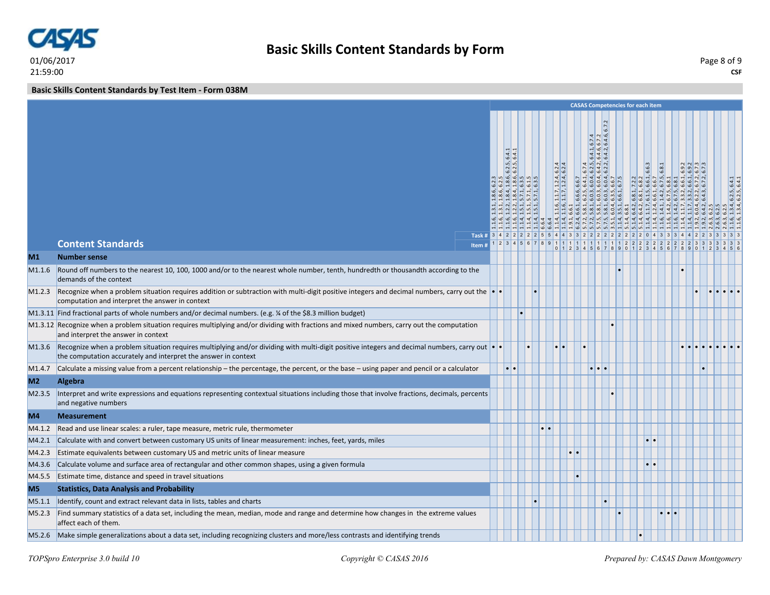# Basic Skills Content Standards by Form

01/06/2017
21:59:00

CSF

## Basic Skills Content Standards by Test Item - Form 038M

CASAS Competencies for each item

| | Content Standards | 1 | 2 | 3 | 4 | 5 | 6 | 7 | 8 | 9 | 10 | 11 | 12 | 13 | 14 | 15 | 16 | 17 | 18 | 19 | 20 | 21 | 22 | 23 | 24 | 25 | 26 | 27 | 28 | 29 | 30 | 31 | 32 | 33 | 34 | 35 | 36 |
|---|---|---|---|---|---|---|---|---|---|---|---|---|---|---|---|---|---|---|---|---|---|---|---|---|---|---|---|---|---|---|---|---|---|---|---|---|---|
| | CASAS Competencies | 1.1.6, 1.3.1, 1.8.6, 6.2.3 | 1.1.6, 1.3.1, 1.8.6, 6.2.5 | 1.1.6, 1.2.2, 1.8.4, 1.8.6, 6.2.5, 6.4.1 | 1.1.6, 1.2.2, 1.8.4, 1.8.6, 6.2.5, 6.4.1 | 1.1.4, 1.5.1, 5.7.1, 6.3.5 | 1.1.4, 1.5.1, 5.7.1, 6.1.5 | 1.1.4, 1.5.1, 5.7.1, 6.3.5 | 6.6.4 | 6.6.4 | 1.1.4, 1.1.6, 1.1.7, 1.2.4, 6.2.4 | 1.1.4, 1.1.6, 1.1.7, 1.2.4, 6.2.4 | 1.9.1, 6.6.1 | 6.2.4, 6.6.1, 6.6.6, 6.6.7 | 5.7.2, 5.8.1, 6.2.5, 6.4.1, 6.7.4 | 5.7.2, 5.8.1, 6.0.3, 6.0.4, 6.2.5, 6.4.1, 6.7.4 | 5.7.5, 5.8.1, 6.0.3, 6.0.4, 6.4.2, 6.4.6, 6.7.2 | 5.7.5, 5.8.1, 6.0.3, 6.0.4, 6.2.2, 6.4.2, 6.4.6, 6.7.2 | 3.5.1, 6.0.4, 6.3.5, 6.6.7 | 1.1.4, 3.5.1, 6.6.1, 6.7.5 | 5.1.4, 6.8.1 | 5.1.4, 6.4.2, 6.8.1, 7.2.2 | 5.1.4, 6.4.2, 6.8.1, 6.8.2 | 1.1.4, 1.1.7, 6.1.5, 6.6.1, 6.6.3 | 1.1.4, 1.2.4, 6.6.1, 6.6.7 | 1.1.6, 1.4.1, 1.4.2, 6.7.5, 6.8.1 | 1.1.6, 1.4.2, 6.7.5, 6.8.1 | 1.1.6, 1.4.2, 6.7.5, 6.8.1 | 1.1.4, 1.1.7, 3.3.2, 6.6.1, 6.9.2 | 1.1.4, 1.1.7, 3.3.2, 6.6.1, 6.9.2 | 1.9.2, 6.0.4, 6.2.2, 6.7.2, 6.7.3 | 1.9.2, 6.4.2, 6.4.3, 6.7.2, 6.7.3 | 2.6.3, 6.2.5 | 2.6.3, 6.2.5 | 2.6.3, 6.2.5 | 1.1.6, 1.3.4, 6.2.5, 6.4.1 | 1.1.6, 1.3.4, 6.2.5, 6.4.1 |
| | Task # | 3 | 4 | 2 | 2 | 2 | 2 | 2 | 5 | 5 | 4 | 4 | 3 | 3 | 2 | 2 | 2 | 2 | 2 | 2 | 2 | 2 | 2 | 0 | 4 | 3 | 3 | 3 | 4 | 4 | 2 | 2 | 3 | 3 | 3 | 3 | 3 |
| | Item # | 1 | 2 | 3 | 4 | 5 | 6 | 7 | 8 | 9 | 10 | 11 | 12 | 13 | 14 | 15 | 16 | 17 | 18 | 19 | 20 | 21 | 22 | 23 | 24 | 25 | 26 | 27 | 28 | 29 | 30 | 31 | 32 | 33 | 34 | 35 | 36 |
| **M1** | **Number sense** | | | | | | | | | | | | | | | | | | | | | | | | | | | | | | | | | | | | |
| M1.1.6 | Round off numbers to the nearest 10, 100, 1000 and/or to the nearest whole number, tenth, hundredth or thousandth according to the demands of the context | | | | | | | | | | | | | | | | | | | • | | | | | | | | | • | | | | | | | | |
| M1.2.3 | Recognize when a problem situation requires addition or subtraction with multi-digit positive integers and decimal numbers, carry out the computation and interpret the answer in context | • | • | | | | | • | | | | | | | | | | | | | | | | | | | | | | | • | | • | • | • | • | • |
| M1.3.11 | Find fractional parts of whole numbers and/or decimal numbers. (e.g. ¼ of the $8.3 million budget) | | | | | • | | | | | | | | | | | | | | | | | | | | | | | | | | | | | | | |
| M1.3.12 | Recognize when a problem situation requires multiplying and/or dividing with fractions and mixed numbers, carry out the computation and interpret the answer in context | | | | | | | | | | | | | | | | | | • | | | | | | | | | | | | | | | | | | |
| M1.3.6 | Recognize when a problem situation requires multiplying and/or dividing with multi-digit positive integers and decimal numbers, carry out the computation accurately and interpret the answer in context | • | • | | | | • | | | | • | • | | | • | | | | | | | | | | | | | | • | • | • | • | • | • | • | • | • |
| M1.4.7 | Calculate a missing value from a percent relationship – the percentage, the percent, or the base – using paper and pencil or a calculator | | | • | • | | | | | | | | | | | • | • | • | | | | | | | | | | | | | | • | | | | | |
| **M2** | **Algebra** | | | | | | | | | | | | | | | | | | | | | | | | | | | | | | | | | | | | |
| M2.3.5 | Interpret and write expressions and equations representing contextual situations including those that involve fractions, decimals, percents and negative numbers | | | | | | | | | | | | | | | | | | • | | | | | | | | | | | | | | | | | | |
| **M4** | **Measurement** | | | | | | | | | | | | | | | | | | | | | | | | | | | | | | | | | | | | |
| M4.1.2 | Read and use linear scales: a ruler, tape measure, metric rule, thermometer | | | | | | | | • | • | | | | | | | | | | | | | | | | | | | | | | | | | | | |
| M4.2.1 | Calculate with and convert between customary US units of linear measurement: inches, feet, yards, miles | | | | | | | | | | | | | | | | | | | | | | | • | • | | | | | | | | | | | | |
| M4.2.3 | Estimate equivalents between customary US and metric units of linear measure | | | | | | | | | | | | • | • | | | | | | | | | | | | | | | | | | | | | | | |
| M4.3.6 | Calculate volume and surface area of rectangular and other common shapes, using a given formula | | | | | | | | | | | | | | | | | | | | | | | • | • | | | | | | | | | | | | |
| M4.5.5 | Estimate time, distance and speed in travel situations | | | | | | | | | | | | | • | | | | | | | | | | | | | | | | | | | | | | | |
| **M5** | **Statistics, Data Analysis and Probability** | | | | | | | | | | | | | | | | | | | | | | | | | | | | | | | | | | | | |
| M5.1.1 | Identify, count and extract relevant data in lists, tables and charts | | | | | | | • | | | | | | | | | | • | | | | | | | | | | | | | | | | | | | |
| M5.2.3 | Find summary statistics of a data set, including the mean, median, mode and range and determine how changes in the extreme values affect each of them. | | | | | | | | | | | | | | | | | | | • | | | | | | • | • | • | | | | | | | | | |
| M5.2.6 | Make simple generalizations about a data set, including recognizing clusters and more/less contrasts and identifying trends | | | | | | | | | | | | | | | | | | | | | | • | | | | | | | | | | | | | | |

*TOPSpro Enterprise 3.0 build 10* — *Copyright © CASAS 2016* — *Prepared by: CASAS Dawn Montgomery*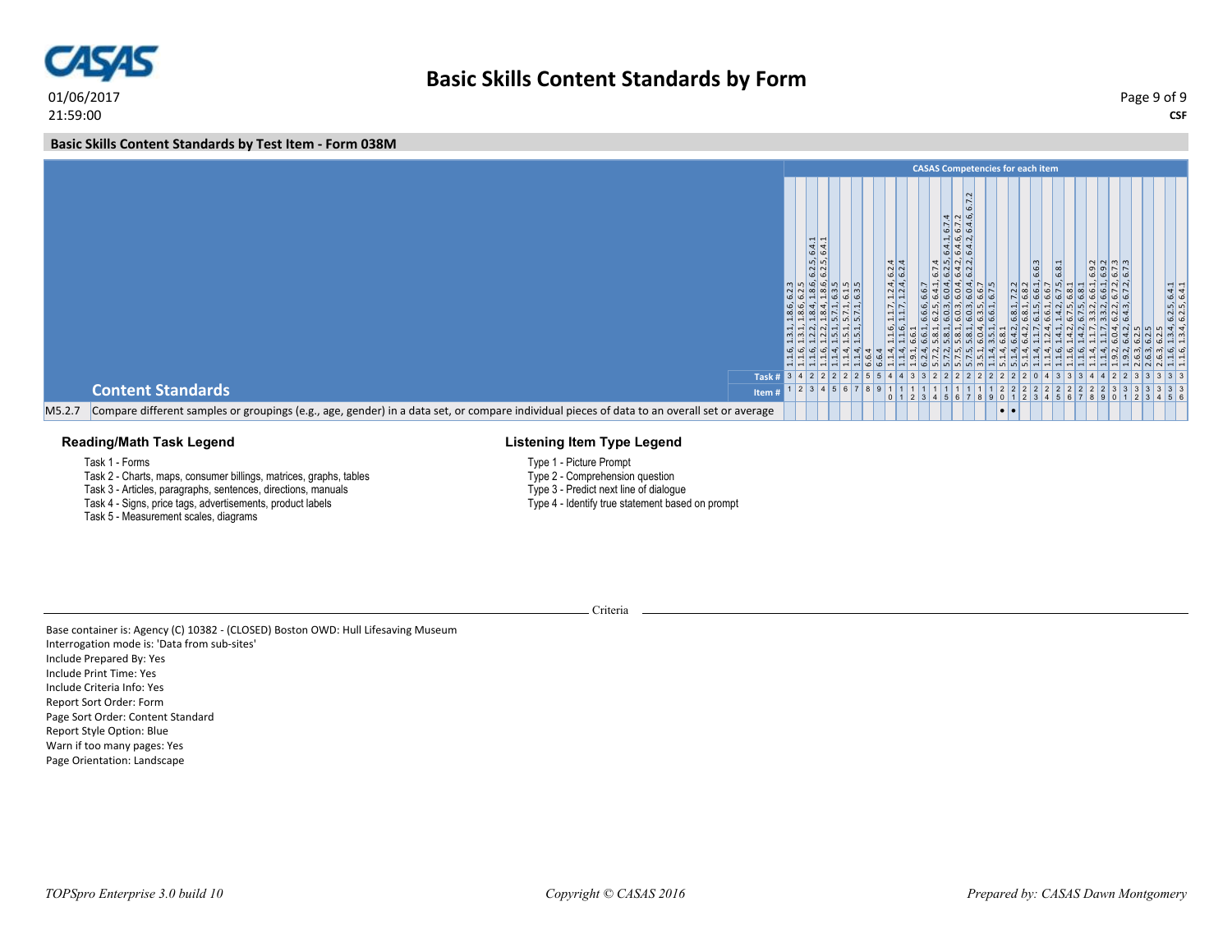# Basic Skills Content Standards by Form

**Basic Skills Content Standards by Test Item - Form 038M**

| | | CASAS Competencies for each item | | | | | | | | | | | | | | | | | | | | | | | | | | | | | | | | | | |
|---|---|---|---|---|---|---|---|---|---|---|---|---|---|---|---|---|---|---|---|---|---|---|---|---|---|---|---|---|---|---|---|---|---|---|---|---|
| | | 1.1.6, 1.3.1, 1.8.6, 6.2.3 | 1.1.6, 1.3.1, 1.8.6, 6.2.5 | 1.1.6, 1.2.2, 1.8.4, 1.8.6, 6.2.5, 6.4.1 | 1.1.6, 1.2.2, 1.8.4, 1.8.6, 6.2.5, 6.4.1 | 1.1.4, 1.5.1, 5.7.1, 6.3.5 | 1.1.4, 1.5.1, 5.7.1, 6.1.5 | 1.1.4, 1.5.1, 5.7.1, 6.3.5 | 6.6.4 | 6.6.4 | 1.1.4, 1.1.6, 1.1.7, 1.2.4, 6.2.4 | 1.1.4, 1.1.6, 1.1.7, 1.2.4, 6.2.4 | 1.9.1, 6.6.1 | 6.2.4, 6.6.1, 6.6.6, 6.6.7 | 5.7.2, 5.8.1, 6.0.3, 6.2.5, 6.4.1, 6.7.4 | 5.7.2, 5.8.1, 6.0.3, 6.0.4, 6.2.5, 6.4.1, 6.7.4 | 5.7.5, 5.8.1, 6.0.3, 6.0.4, 6.4.2, 6.4.6, 6.7.2 | 5.7.5, 5.8.1, 6.0.3, 6.0.4, 6.2.2, 6.4.2, 6.4.6, 6.7.2 | 3.5.1, 6.0.4, 6.3.5, 6.6.7 | 1.1.4, 3.5.1, 6.6.1, 6.7.5 | 5.1.4, 6.8.1 | 5.1.4, 6.4.2, 6.8.1, 7.2.2 | 5.1.4, 6.4.2, 6.8.1, 6.8.2 | 1.1.4, 1.1.7, 6.1.5, 6.6.1, 6.6.3 | 1.1.4, 1.2.4, 6.6.1, 6.6.7 | 1.1.6, 1.4.1, 1.4.2, 6.7.5, 6.8.1 | 1.1.6, 1.4.2, 6.7.5, 6.8.1 | 1.1.6, 1.4.2, 6.7.5, 6.8.1 | 1.1.4, 1.1.7, 3.3.2, 6.6.1, 6.9.2 | 1.1.4, 1.1.7, 3.3.2, 6.6.1, 6.9.2 | 1.9.2, 6.0.4, 6.2.2, 6.7.2, 6.7.3 | 1.9.2, 6.4.2, 6.4.3, 6.7.2, 6.7.3 | 2.6.3, 6.2.5 | 2.6.3, 6.2.5 | 2.6.3, 6.2.5 | 1.1.6, 1.3.4, 6.2.5, 6.4.1 | 1.1.6, 1.3.4, 6.2.5, 6.4.1 |
| | Task # | 3 | 4 | 2 | 2 | 2 | 2 | 2 | 5 | 5 | 4 | 4 | 3 | 3 | 2 | 2 | 2 | 2 | 2 | 2 | 2 | 2 | 2 | 0 | 4 | 3 | 3 | 3 | 4 | 4 | 2 | 2 | 3 | 3 | 3 | 3 | 3 |
| | **Content Standards** Item # | 1 | 2 | 3 | 4 | 5 | 6 | 7 | 8 | 9 | 10 | 11 | 12 | 13 | 14 | 15 | 16 | 17 | 18 | 19 | 20 | 21 | 22 | 23 | 24 | 25 | 26 | 27 | 28 | 29 | 30 | 31 | 32 | 33 | 34 | 35 | 36 |
| M5.2.7 | Compare different samples or groupings (e.g., age, gender) in a data set, or compare individual pieces of data to an overall set or average | | | | | | | | | | | | | | | | | | | | • | • | | | | | | | | | | | | | | | |

### Reading/Math Task Legend

- Task 1 - Forms
- Task 2 - Charts, maps, consumer billings, matrices, graphs, tables
- Task 3 - Articles, paragraphs, sentences, directions, manuals
- Task 4 - Signs, price tags, advertisements, product labels
- Task 5 - Measurement scales, diagrams

### Listening Item Type Legend

- Type 1 - Picture Prompt
- Type 2 - Comprehension question
- Type 3 - Predict next line of dialogue
- Type 4 - Identify true statement based on prompt

Criteria

Base container is: Agency (C) 10382 - (CLOSED) Boston OWD: Hull Lifesaving Museum
Interrogation mode is: 'Data from sub-sites'
Include Prepared By: Yes
Include Print Time: Yes
Include Criteria Info: Yes
Report Sort Order: Form
Page Sort Order: Content Standard
Report Style Option: Blue
Warn if too many pages: Yes
Page Orientation: Landscape